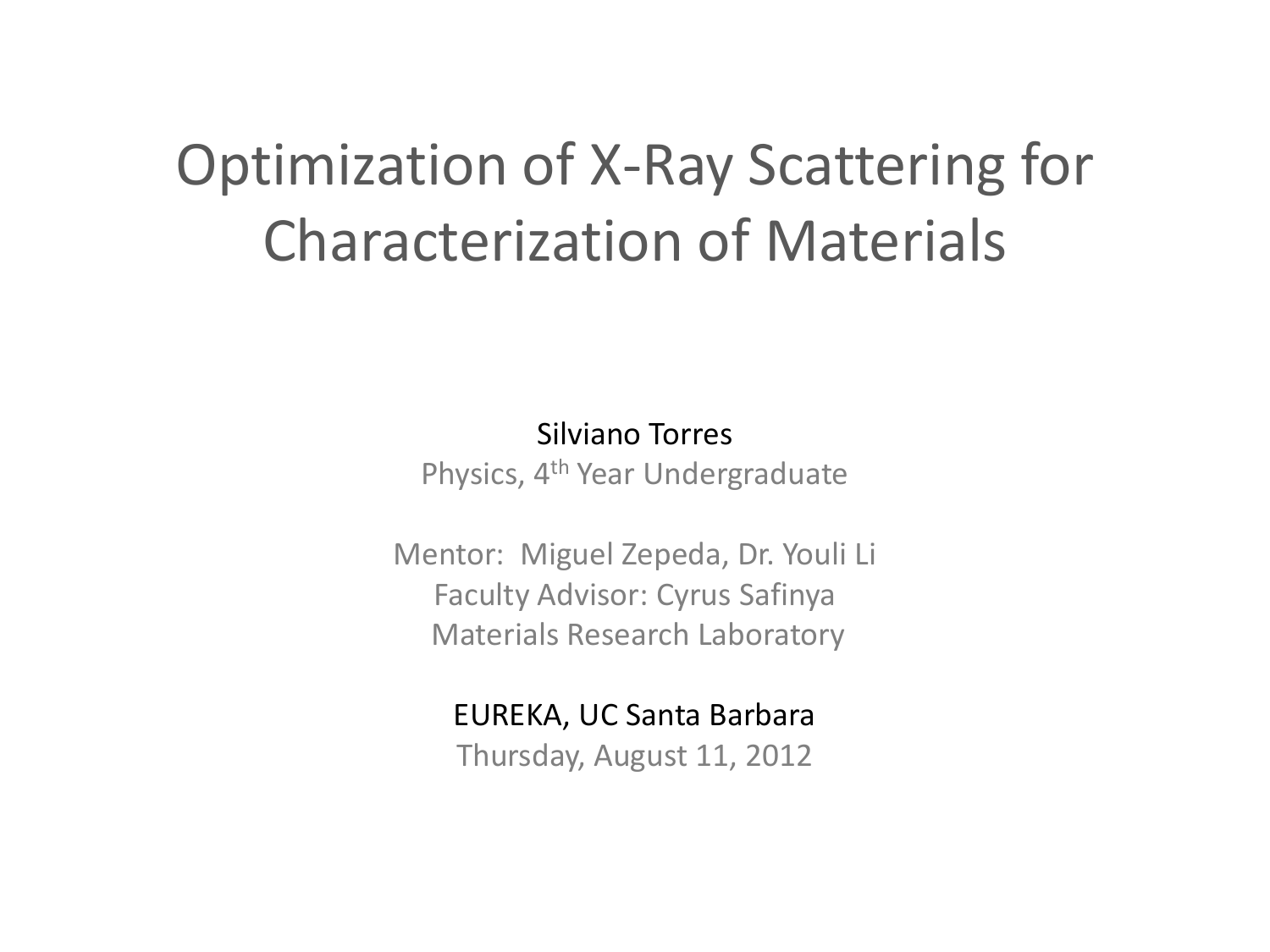# Optimization of X-Ray Scattering for Characterization of Materials

Silviano Torres

Physics, 4th Year Undergraduate

Mentor: Miguel Zepeda, Dr. Youli Li

Faculty Advisor: Cyrus Safinya

Materials Research Laboratory

EUREKA, UC Santa Barbara

Thursday, August 11, 2012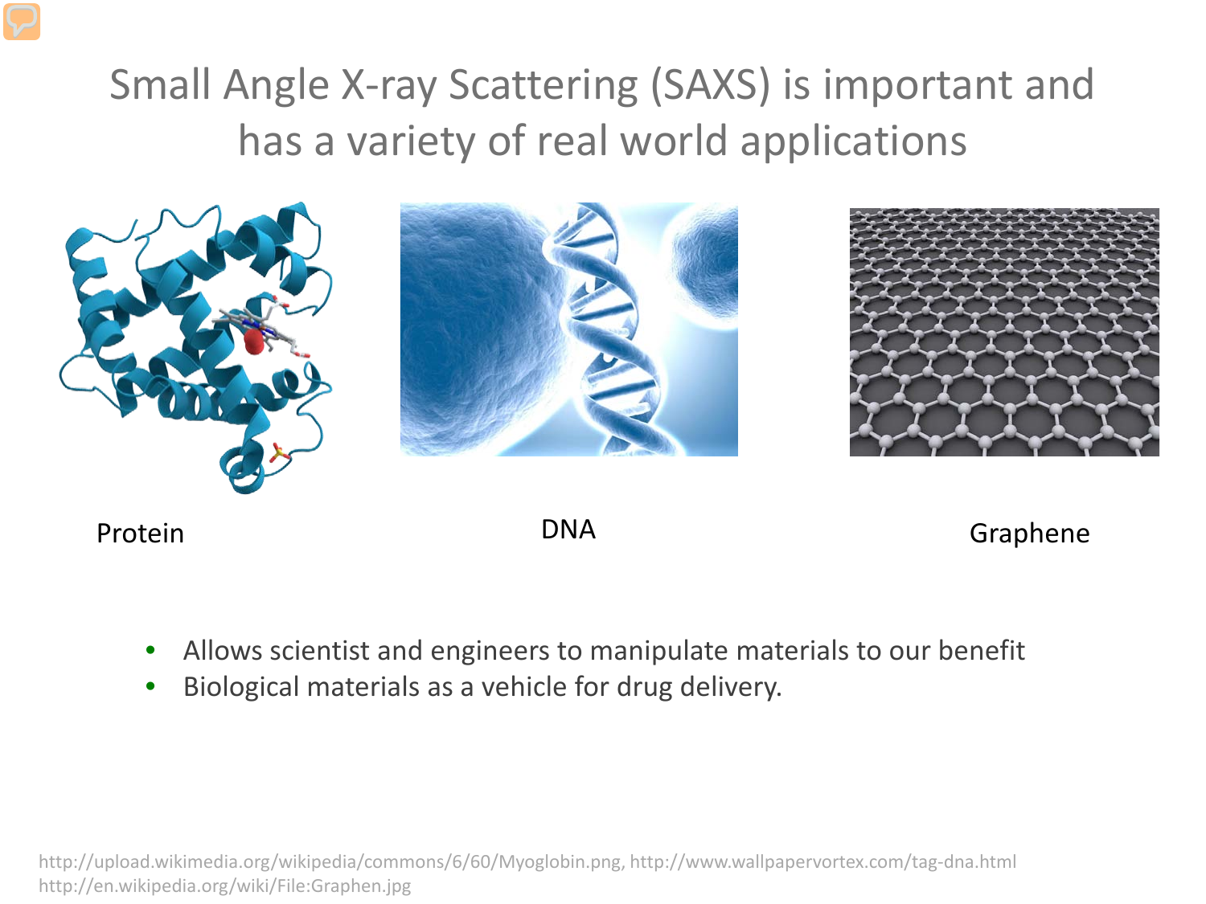# Small Angle X-ray Scattering (SAXS) is important and has a variety of real world applications

Protein

DNA

Graphene

- Allows scientist and engineers to manipulate materials to our benefit
- Biological materials as a vehicle for drug delivery.

http://upload.wikimedia.org/wikipedia/commons/6/60/Myoglobin.png, http://www.wallpapervortex.com/tag-dna.html
http://en.wikipedia.org/wiki/File:Graphen.jpg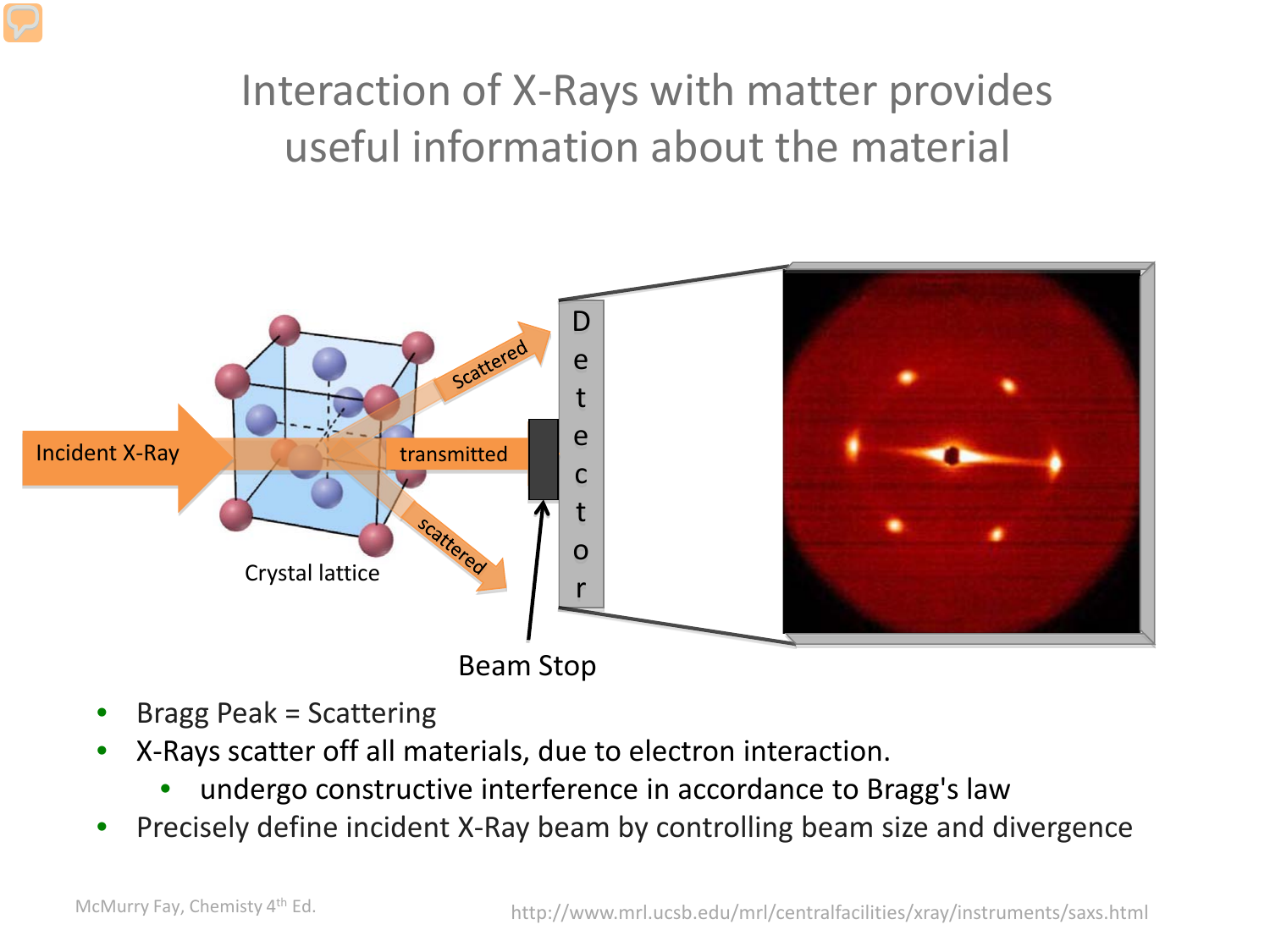# Interaction of X-Rays with matter provides useful information about the material

Incident X-Ray

transmitted

Scattered

scattered

Crystal lattice

Detector

Beam Stop

- Bragg Peak = Scattering
- X-Rays scatter off all materials, due to electron interaction.
  - undergo constructive interference in accordance to Bragg's law
- Precisely define incident X-Ray beam by controlling beam size and divergence

McMurry Fay, Chemisty 4th Ed.

http://www.mrl.ucsb.edu/mrl/centralfacilities/xray/instruments/saxs.html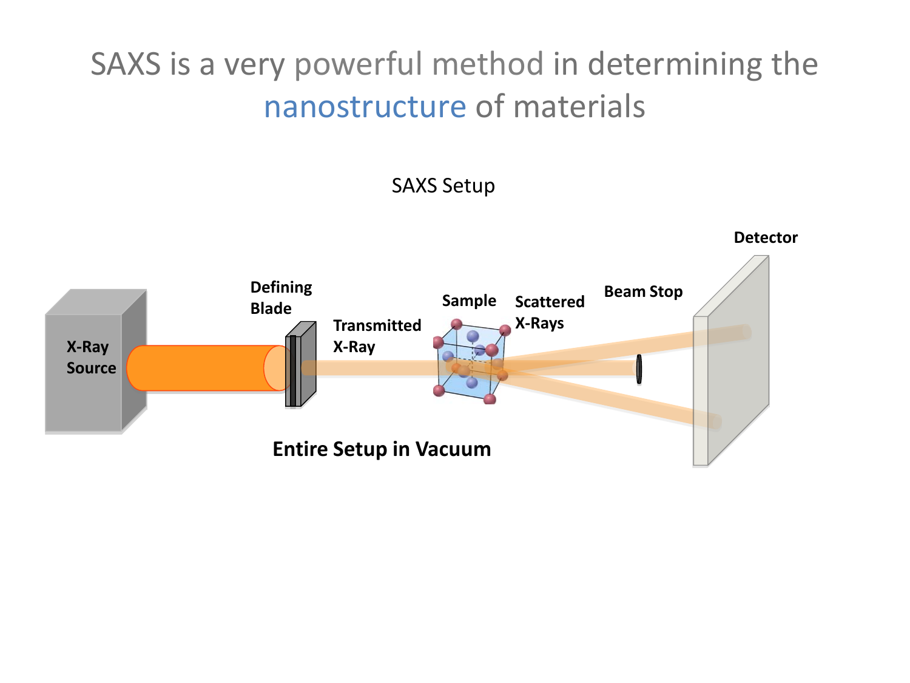# SAXS is a very powerful method in determining the nanostructure of materials

SAXS Setup

X-Ray Source

Defining Blade

Transmitted X-Ray

Sample

Scattered X-Rays

Beam Stop

Detector

**Entire Setup in Vacuum**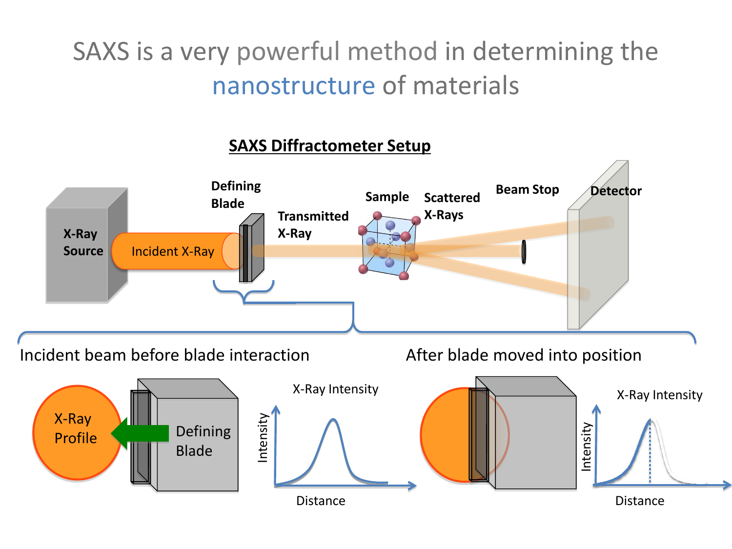# SAXS is a very powerful method in determining the nanostructure of materials

## SAXS Diffractometer Setup

X-Ray Source

Incident X-Ray

Defining Blade

Transmitted X-Ray

Sample

Scattered X-Rays

Beam Stop

Detector

Incident beam before blade interaction

X-Ray Profile

Defining Blade

X-Ray Intensity

Intensity

Distance

After blade moved into position

X-Ray Intensity

Intensity

Distance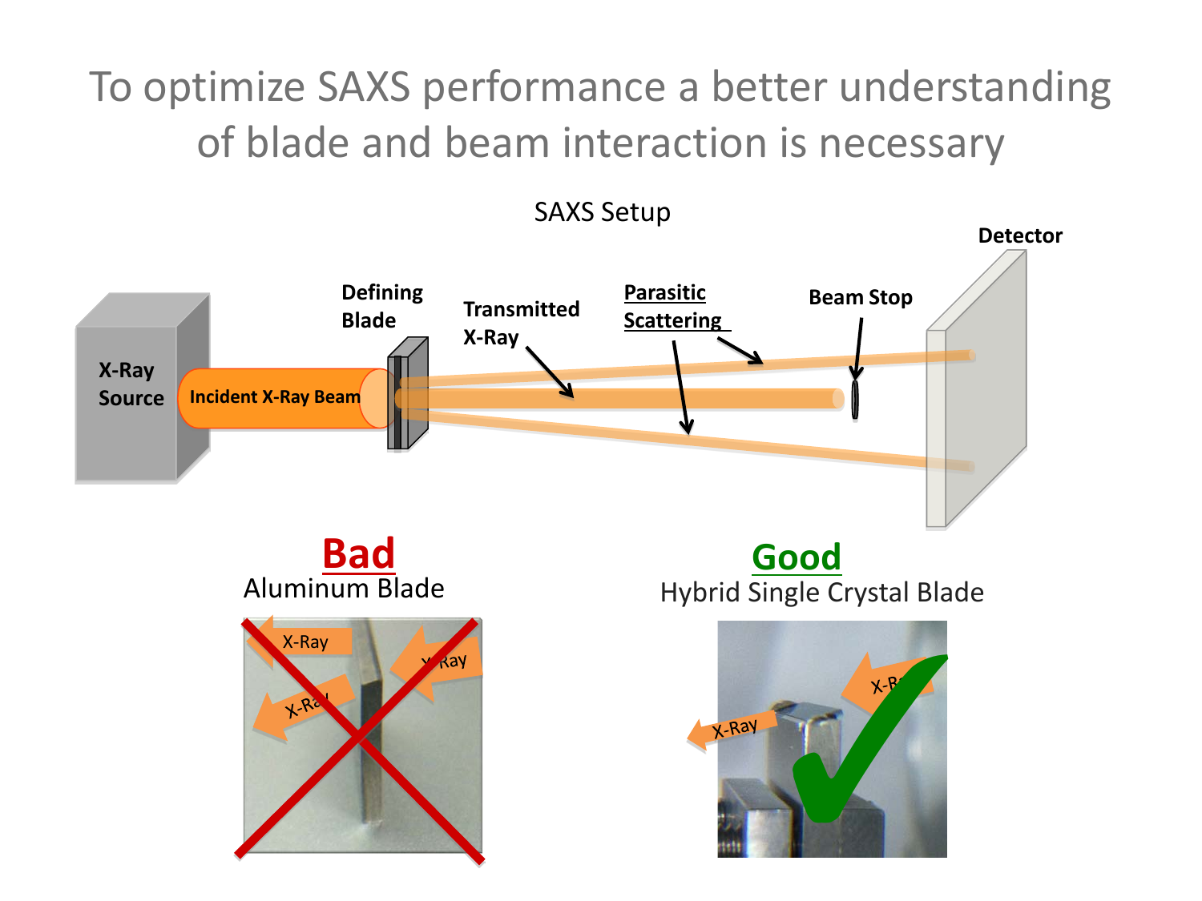# To optimize SAXS performance a better understanding of blade and beam interaction is necessary

SAXS Setup

X-Ray Source

Incident X-Ray Beam

Defining Blade

Transmitted X-Ray

Parasitic Scattering

Beam Stop

Detector

**Bad**

Aluminum Blade

X-Ray

X-Ray

X-Ray

**Good**

Hybrid Single Crystal Blade

X-Ray

X-Ray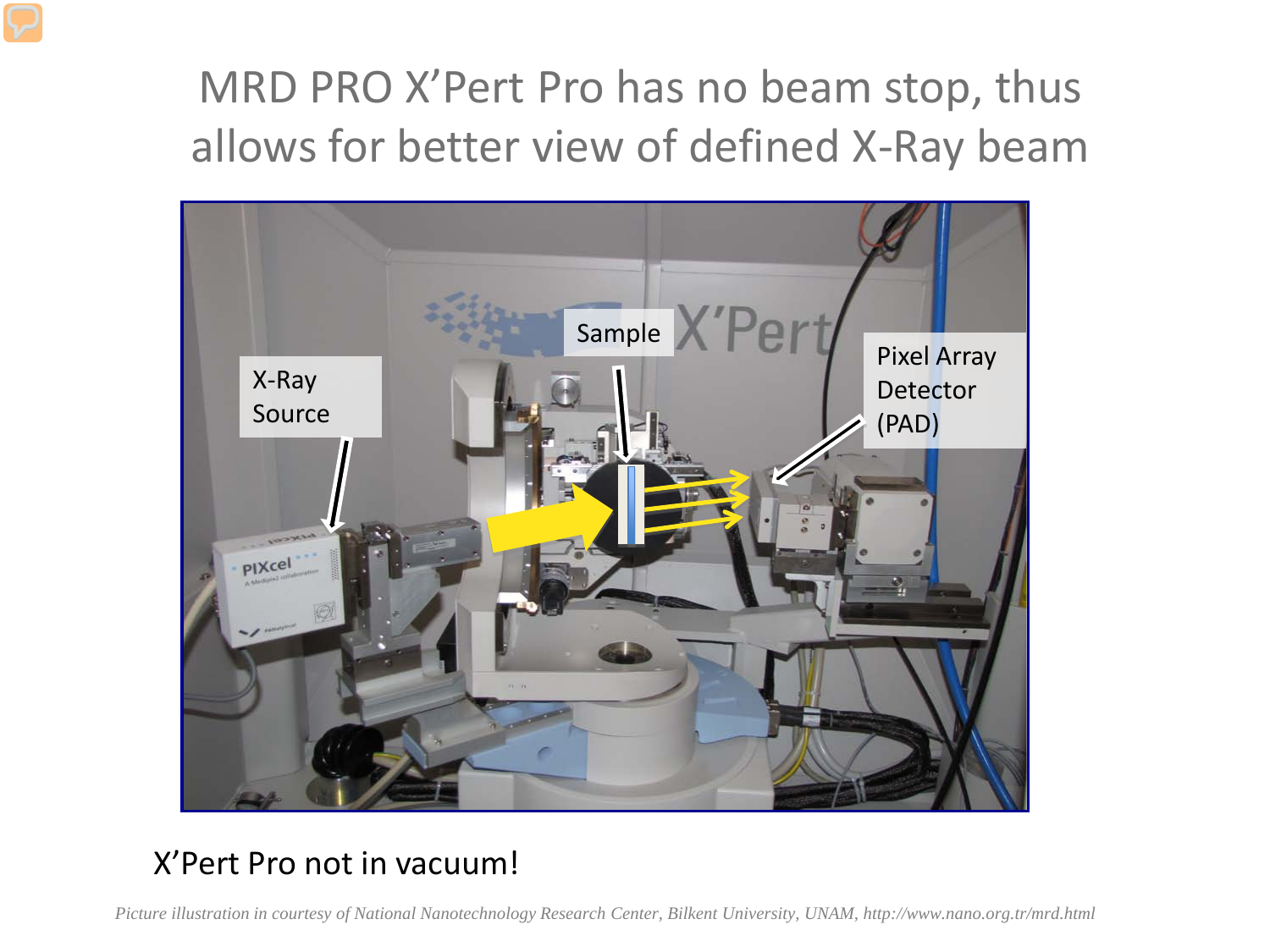# MRD PRO X'Pert Pro has no beam stop, thus allows for better view of defined X-Ray beam

X-Ray Source

Sample

Pixel Array Detector (PAD)

X'Pert Pro not in vacuum!

*Picture illustration in courtesy of National Nanotechnology Research Center, Bilkent University, UNAM, http://www.nano.org.tr/mrd.html*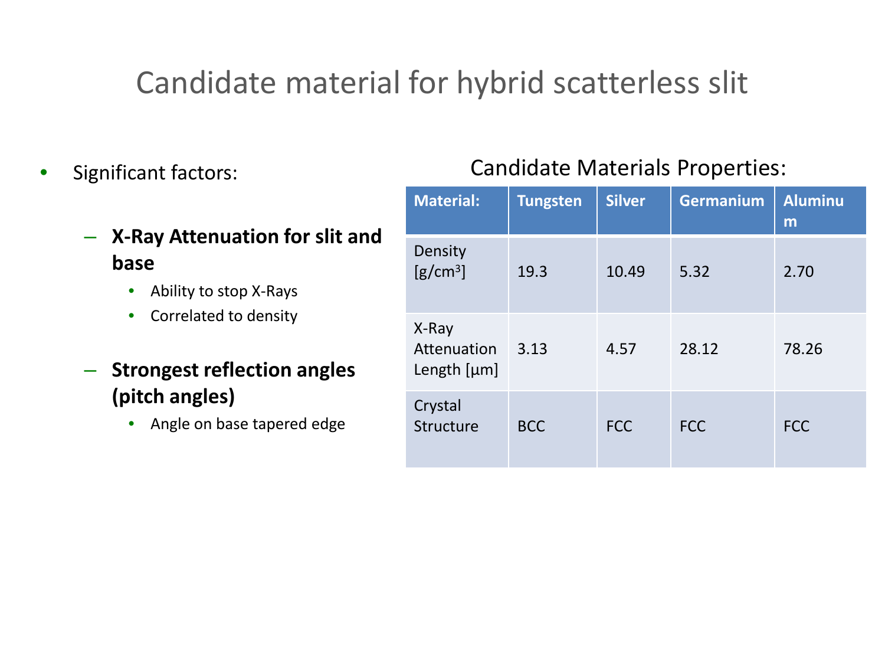# Candidate material for hybrid scatterless slit

- Significant factors:
  - **X-Ray Attenuation for slit and base**
    - Ability to stop X-Rays
    - Correlated to density
  - **Strongest reflection angles (pitch angles)**
    - Angle on base tapered edge

Candidate Materials Properties:

| Material: | Tungsten | Silver | Germanium | Aluminum |
|---|---|---|---|---|
| Density [g/cm$^3$] | 19.3 | 10.49 | 5.32 | 2.70 |
| X-Ray Attenuation Length [µm] | 3.13 | 4.57 | 28.12 | 78.26 |
| Crystal Structure | BCC | FCC | FCC | FCC |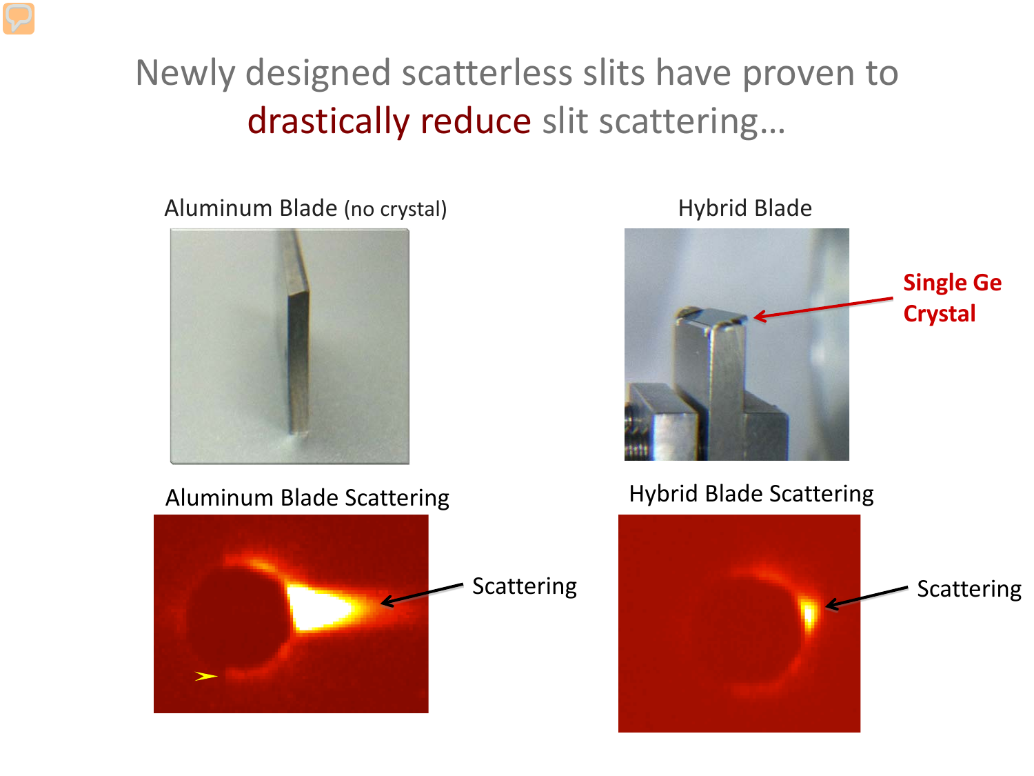# Newly designed scatterless slits have proven to drastically reduce slit scattering…

Aluminum Blade (no crystal)

Hybrid Blade

Single Ge Crystal

Aluminum Blade Scattering

Scattering

Hybrid Blade Scattering

Scattering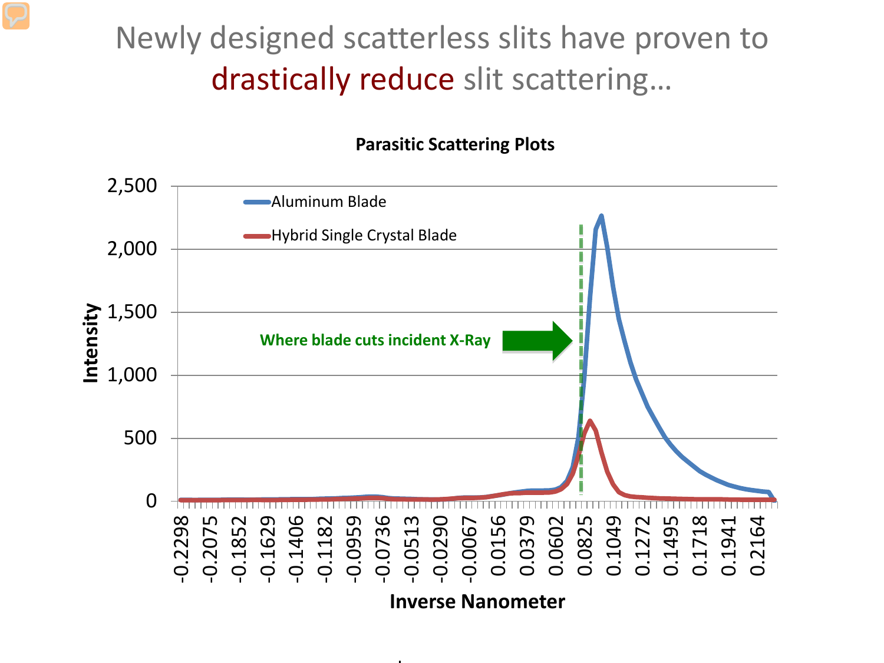# Newly designed scatterless slits have proven to drastically reduce slit scattering…

**Parasitic Scattering Plots**

- Aluminum Blade
- Hybrid Single Crystal Blade

**Where blade cuts incident X-Ray**

Intensity: 0, 500, 1,000, 1,500, 2,000, 2,500

Inverse Nanometer: -0.2298, -0.2075, -0.1852, -0.1629, -0.1406, -0.1182, -0.0959, -0.0736, -0.0513, -0.0290, -0.0067, 0.0156, 0.0379, 0.0602, 0.0825, 0.1049, 0.1272, 0.1495, 0.1718, 0.1941, 0.2164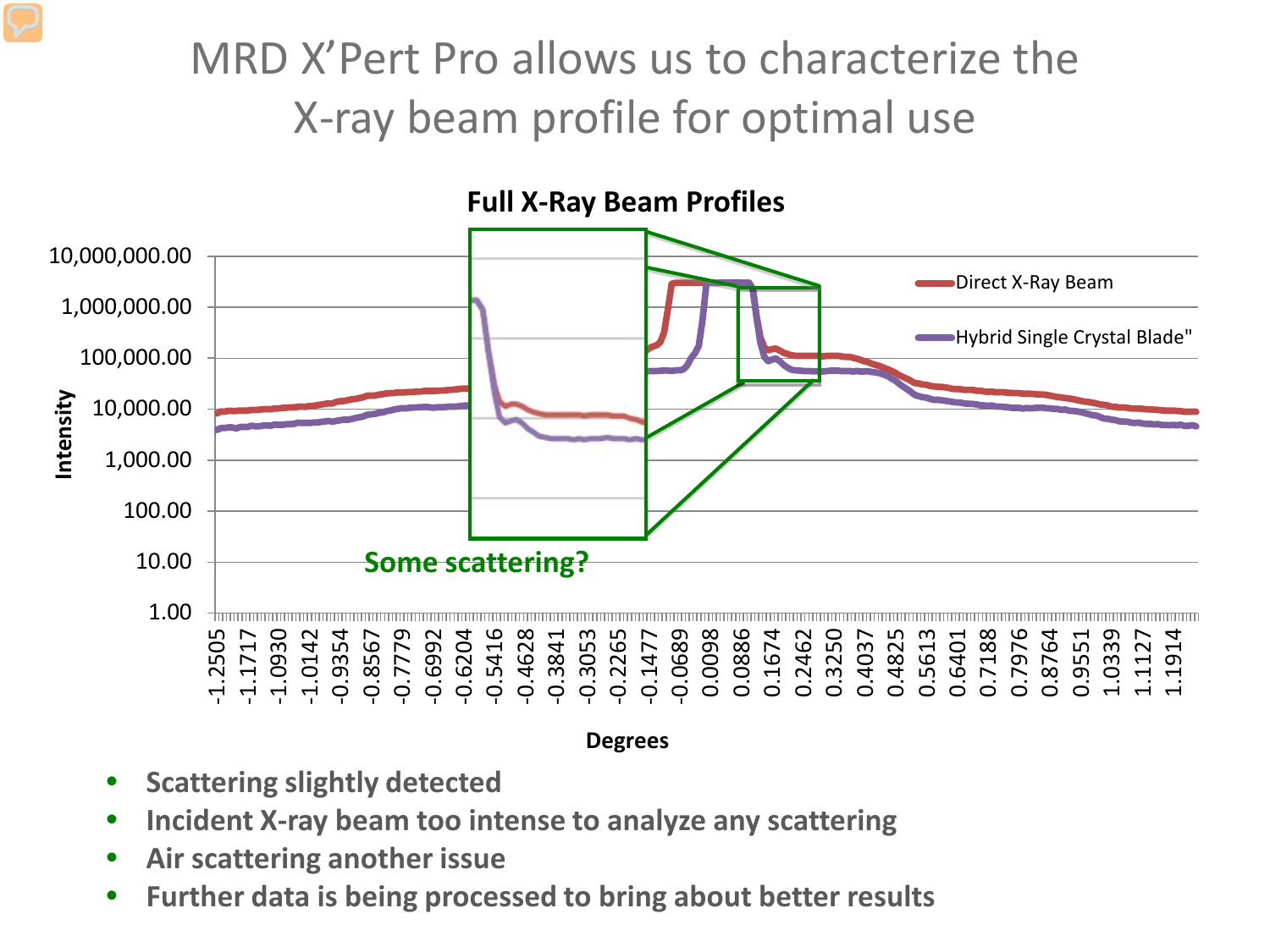# MRD X'Pert Pro allows us to characterize the X-ray beam profile for optimal use

**Full X-Ray Beam Profiles**

Intensity (1.00 – 10,000,000.00) vs. Degrees (-1.2505 – 1.1914)

- Direct X-Ray Beam
- Hybrid Single Crystal Blade"

Some scattering?

- **Scattering slightly detected**
- **Incident X-ray beam too intense to analyze any scattering**
- **Air scattering another issue**
- **Further data is being processed to bring about better results**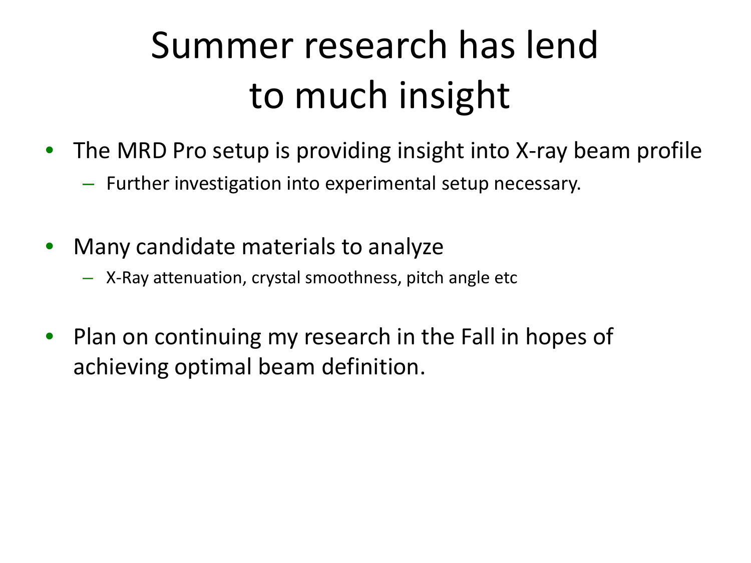# Summer research has lend to much insight

- The MRD Pro setup is providing insight into X-ray beam profile
  - Further investigation into experimental setup necessary.
- Many candidate materials to analyze
  - X-Ray attenuation, crystal smoothness, pitch angle etc
- Plan on continuing my research in the Fall in hopes of achieving optimal beam definition.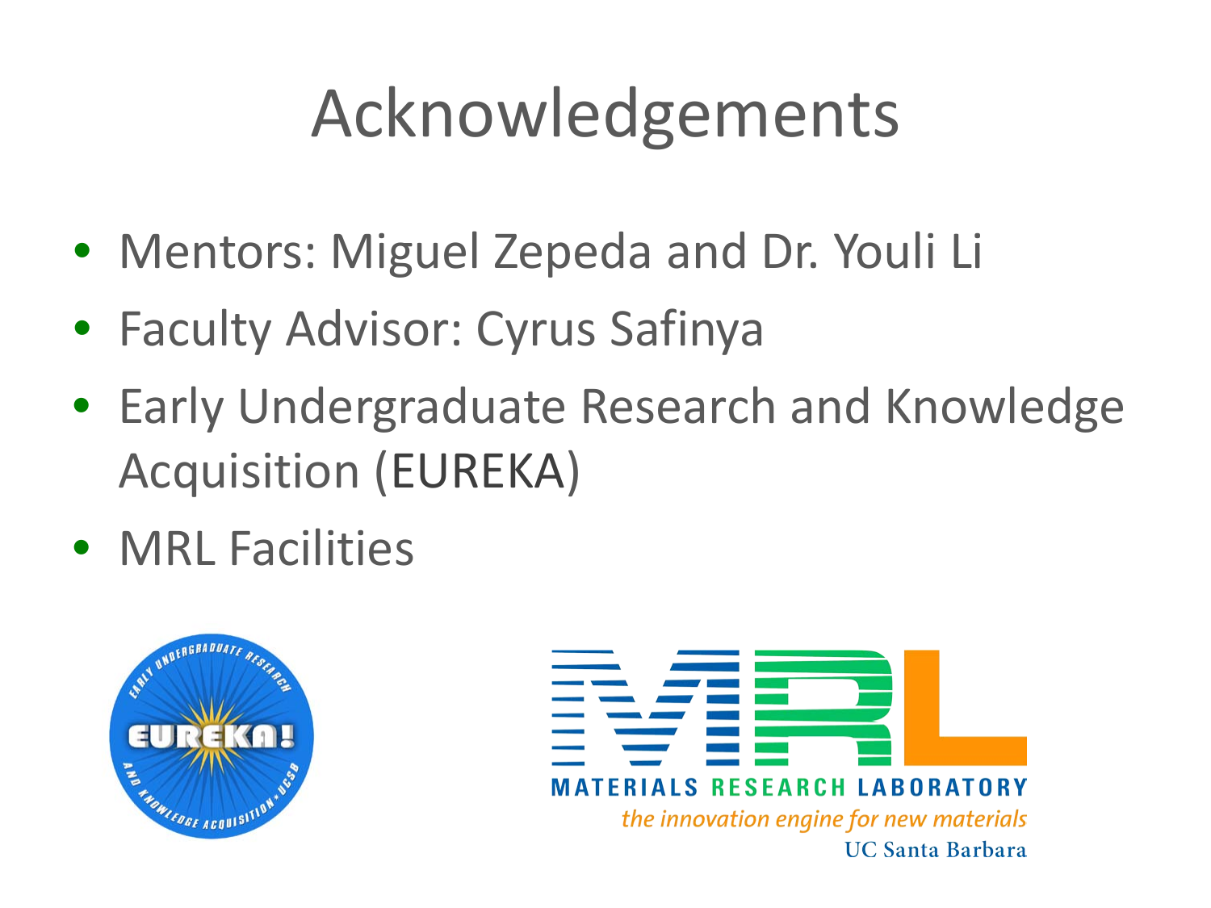# Acknowledgements

- Mentors: Miguel Zepeda and Dr. Youli Li
- Faculty Advisor: Cyrus Safinya
- Early Undergraduate Research and Knowledge Acquisition (EUREKA)
- MRL Facilities